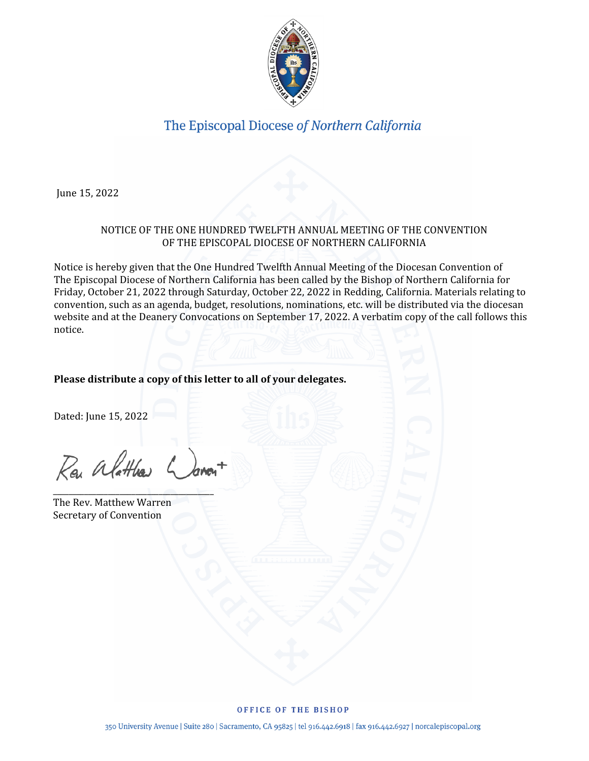The Episcopal Diocese *of Northern California*

June 15, 2022

## NOTICE OF THE ONE HUNDRED TWELFTH ANNUAL MEETING OF THE CONVENTION OF THE EPISCOPAL DIOCESE OF NORTHERN CALIFORNIA

Notice is hereby given that the One Hundred Twelfth Annual Meeting of the Diocesan Convention of The Episcopal Diocese of Northern California has been called by the Bishop of Northern California for Friday, October 21, 2022 through Saturday, October 22, 2022 in Redding, California. Materials relating to convention, such as an agenda, budget, resolutions, nominations, etc. will be distributed via the diocesan website and at the Deanery Convocations on September 17, 2022. A verbatim copy of the call follows this notice.

**Please distribute a copy of this letter to all of your delegates.**

Dated: June 15, 2022

Rev. Matthew Warren+

_______________________________

The Rev. Matthew Warren
Secretary of Convention

OFFICE OF THE BISHOP

350 University Avenue | Suite 280 | Sacramento, CA 95825 | tel 916.442.6918 | fax 916.442.6927 | norcalepiscopal.org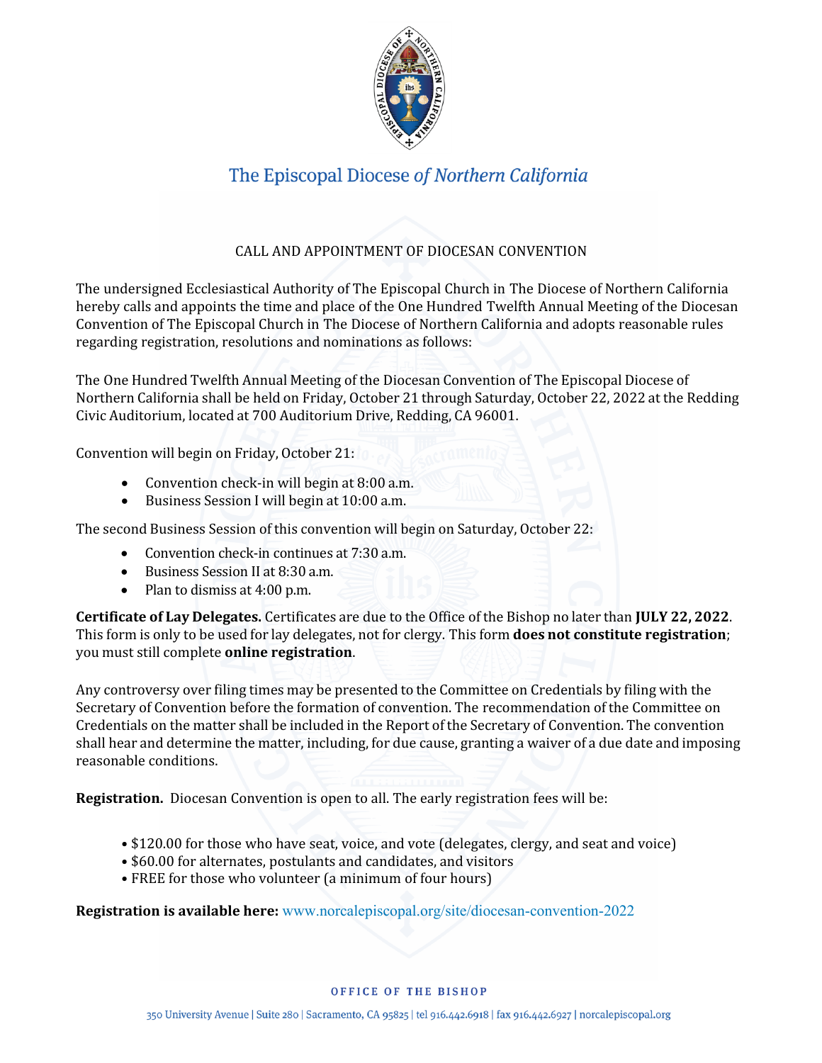# The Episcopal Diocese *of Northern California*

## CALL AND APPOINTMENT OF DIOCESAN CONVENTION

The undersigned Ecclesiastical Authority of The Episcopal Church in The Diocese of Northern California hereby calls and appoints the time and place of the One Hundred Twelfth Annual Meeting of the Diocesan Convention of The Episcopal Church in The Diocese of Northern California and adopts reasonable rules regarding registration, resolutions and nominations as follows:

The One Hundred Twelfth Annual Meeting of the Diocesan Convention of The Episcopal Diocese of Northern California shall be held on Friday, October 21 through Saturday, October 22, 2022 at the Redding Civic Auditorium, located at 700 Auditorium Drive, Redding, CA 96001.

Convention will begin on Friday, October 21:

- Convention check-in will begin at 8:00 a.m.
- Business Session I will begin at 10:00 a.m.

The second Business Session of this convention will begin on Saturday, October 22:

- Convention check-in continues at 7:30 a.m.
- Business Session II at 8:30 a.m.
- Plan to dismiss at 4:00 p.m.

**Certificate of Lay Delegates.** Certificates are due to the Office of the Bishop no later than **JULY 22, 2022**. This form is only to be used for lay delegates, not for clergy. This form **does not constitute registration**; you must still complete **online registration**.

Any controversy over filing times may be presented to the Committee on Credentials by filing with the Secretary of Convention before the formation of convention. The recommendation of the Committee on Credentials on the matter shall be included in the Report of the Secretary of Convention. The convention shall hear and determine the matter, including, for due cause, granting a waiver of a due date and imposing reasonable conditions.

**Registration.** Diocesan Convention is open to all. The early registration fees will be:

- $120.00 for those who have seat, voice, and vote (delegates, clergy, and seat and voice)
- $60.00 for alternates, postulants and candidates, and visitors
- FREE for those who volunteer (a minimum of four hours)

**Registration is available here:** www.norcalepiscopal.org/site/diocesan-convention-2022

OFFICE OF THE BISHOP

350 University Avenue | Suite 280 | Sacramento, CA 95825 | tel 916.442.6918 | fax 916.442.6927 | norcalepiscopal.org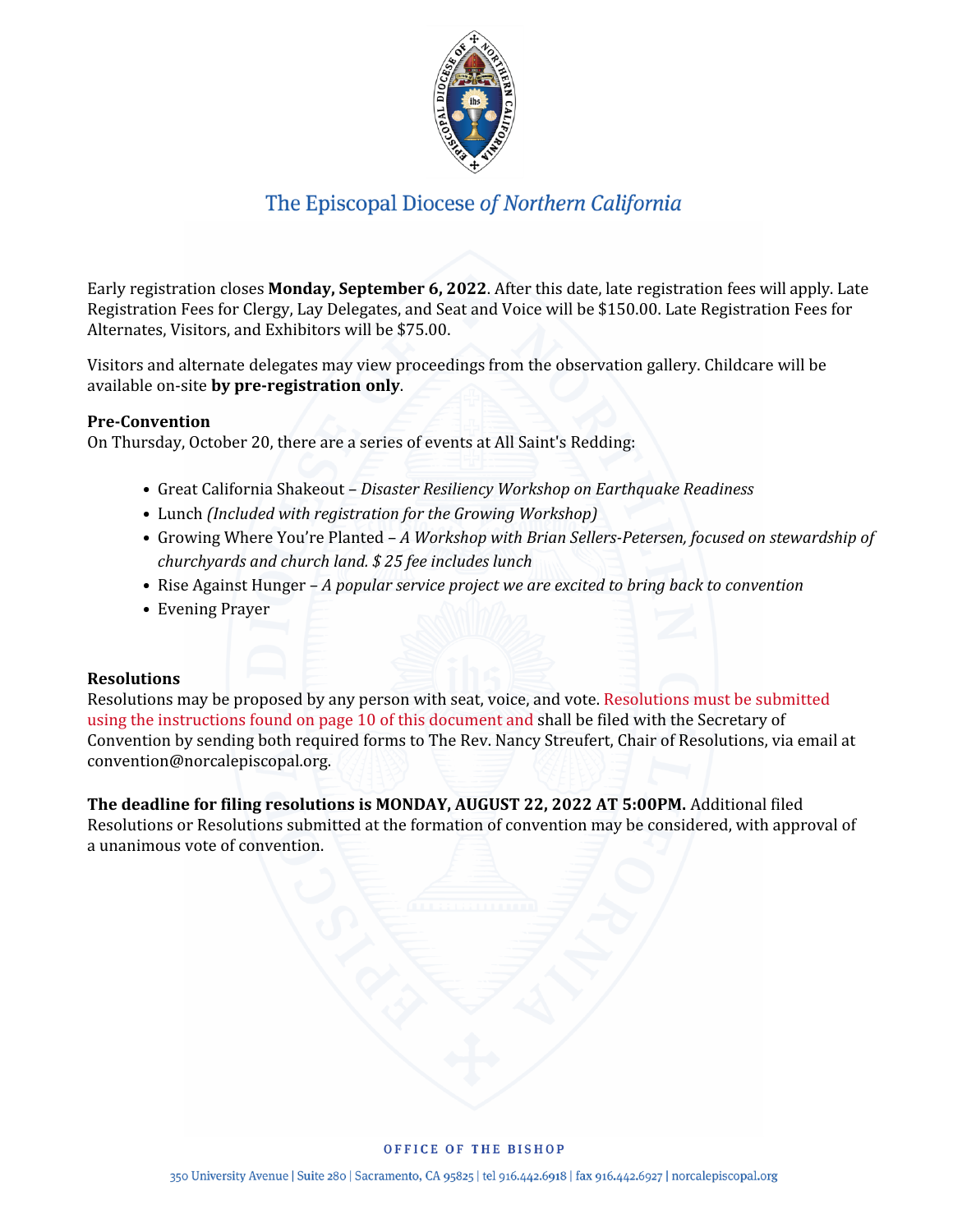# The Episcopal Diocese *of Northern California*

Early registration closes **Monday, September 6, 2022**. After this date, late registration fees will apply. Late Registration Fees for Clergy, Lay Delegates, and Seat and Voice will be $150.00. Late Registration Fees for Alternates, Visitors, and Exhibitors will be $75.00.

Visitors and alternate delegates may view proceedings from the observation gallery. Childcare will be available on-site **by pre-registration only**.

**Pre-Convention**

On Thursday, October 20, there are a series of events at All Saint's Redding:

- Great California Shakeout – *Disaster Resiliency Workshop on Earthquake Readiness*
- Lunch *(Included with registration for the Growing Workshop)*
- Growing Where You're Planted – *A Workshop with Brian Sellers-Petersen, focused on stewardship of churchyards and church land. $ 25 fee includes lunch*
- Rise Against Hunger – *A popular service project we are excited to bring back to convention*
- Evening Prayer

**Resolutions**

Resolutions may be proposed by any person with seat, voice, and vote. Resolutions must be submitted using the instructions found on page 10 of this document and shall be filed with the Secretary of Convention by sending both required forms to The Rev. Nancy Streufert, Chair of Resolutions, via email at convention@norcalepiscopal.org.

**The deadline for filing resolutions is MONDAY, AUGUST 22, 2022 AT 5:00PM.** Additional filed Resolutions or Resolutions submitted at the formation of convention may be considered, with approval of a unanimous vote of convention.

OFFICE OF THE BISHOP

350 University Avenue | Suite 280 | Sacramento, CA 95825 | tel 916.442.6918 | fax 916.442.6927 | norcalepiscopal.org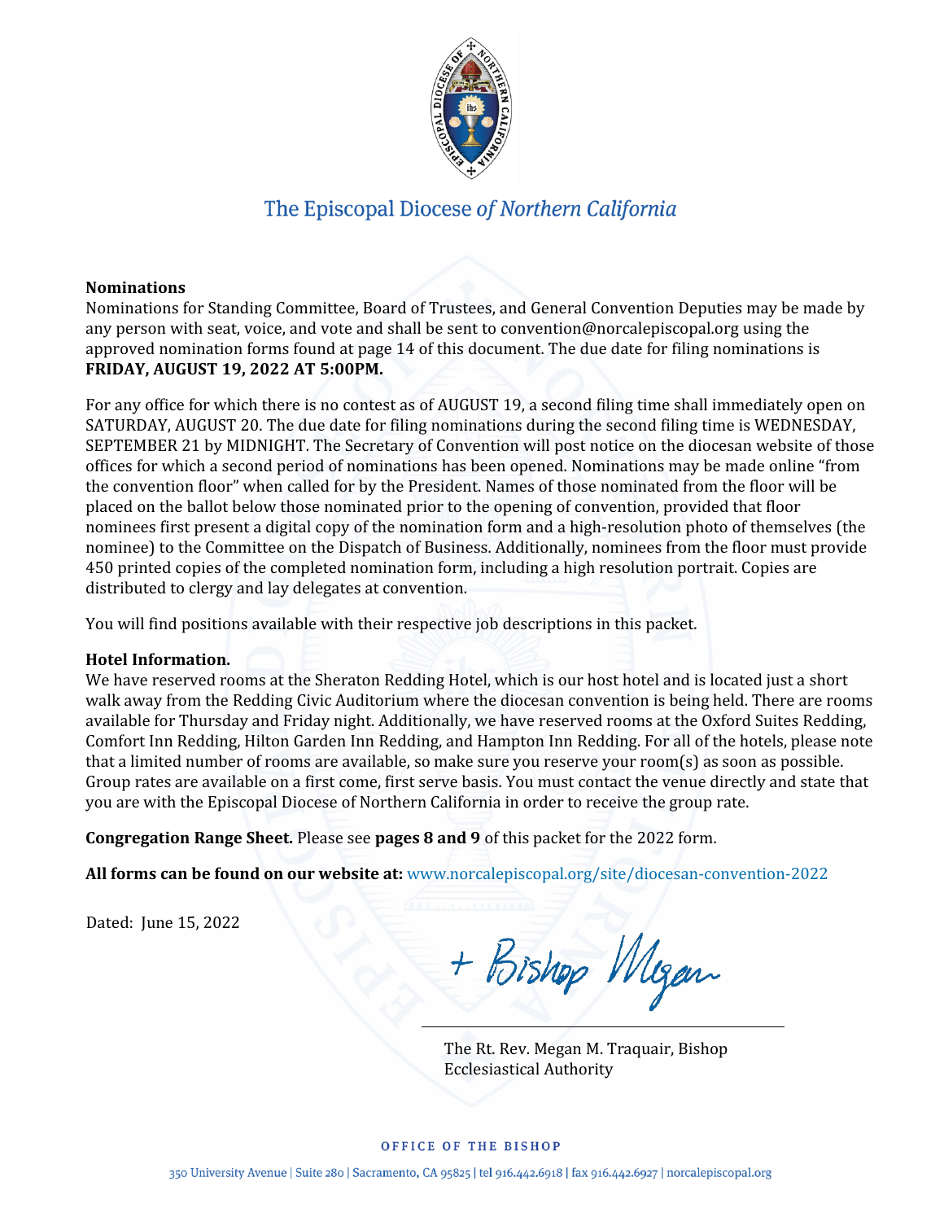The Episcopal Diocese *of Northern California*

**Nominations**
Nominations for Standing Committee, Board of Trustees, and General Convention Deputies may be made by any person with seat, voice, and vote and shall be sent to convention@norcalepiscopal.org using the approved nomination forms found at page 14 of this document. The due date for filing nominations is **FRIDAY, AUGUST 19, 2022 AT 5:00PM.**

For any office for which there is no contest as of AUGUST 19, a second filing time shall immediately open on SATURDAY, AUGUST 20. The due date for filing nominations during the second filing time is WEDNESDAY, SEPTEMBER 21 by MIDNIGHT. The Secretary of Convention will post notice on the diocesan website of those offices for which a second period of nominations has been opened. Nominations may be made online "from the convention floor" when called for by the President. Names of those nominated from the floor will be placed on the ballot below those nominated prior to the opening of convention, provided that floor nominees first present a digital copy of the nomination form and a high-resolution photo of themselves (the nominee) to the Committee on the Dispatch of Business. Additionally, nominees from the floor must provide 450 printed copies of the completed nomination form, including a high resolution portrait. Copies are distributed to clergy and lay delegates at convention.

You will find positions available with their respective job descriptions in this packet.

**Hotel Information.**
We have reserved rooms at the Sheraton Redding Hotel, which is our host hotel and is located just a short walk away from the Redding Civic Auditorium where the diocesan convention is being held. There are rooms available for Thursday and Friday night. Additionally, we have reserved rooms at the Oxford Suites Redding, Comfort Inn Redding, Hilton Garden Inn Redding, and Hampton Inn Redding. For all of the hotels, please note that a limited number of rooms are available, so make sure you reserve your room(s) as soon as possible. Group rates are available on a first come, first serve basis. You must contact the venue directly and state that you are with the Episcopal Diocese of Northern California in order to receive the group rate.

**Congregation Range Sheet.** Please see **pages 8 and 9** of this packet for the 2022 form.

**All forms can be found on our website at:** www.norcalepiscopal.org/site/diocesan-convention-2022

Dated: June 15, 2022

+ Bishop Megan

The Rt. Rev. Megan M. Traquair, Bishop
Ecclesiastical Authority

OFFICE OF THE BISHOP

350 University Avenue | Suite 280 | Sacramento, CA 95825 | tel 916.442.6918 | fax 916.442.6927 | norcalepiscopal.org